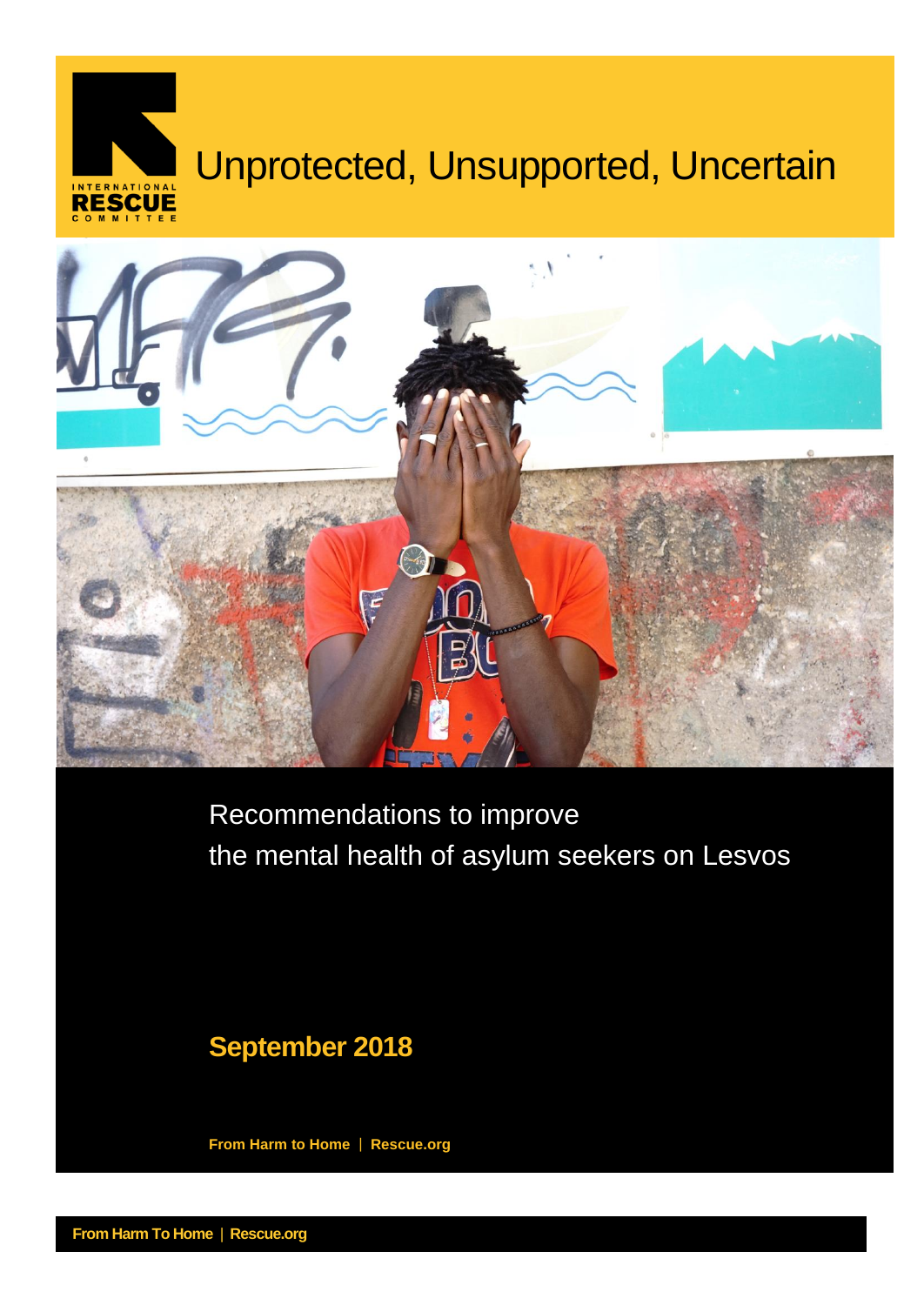INTERNATIONAL RESCUE COMMITTEE

# Unprotected, Unsupported, Uncertain

Recommendations to improve the mental health of asylum seekers on Lesvos

**September 2018**

**From Harm to Home | Rescue.org**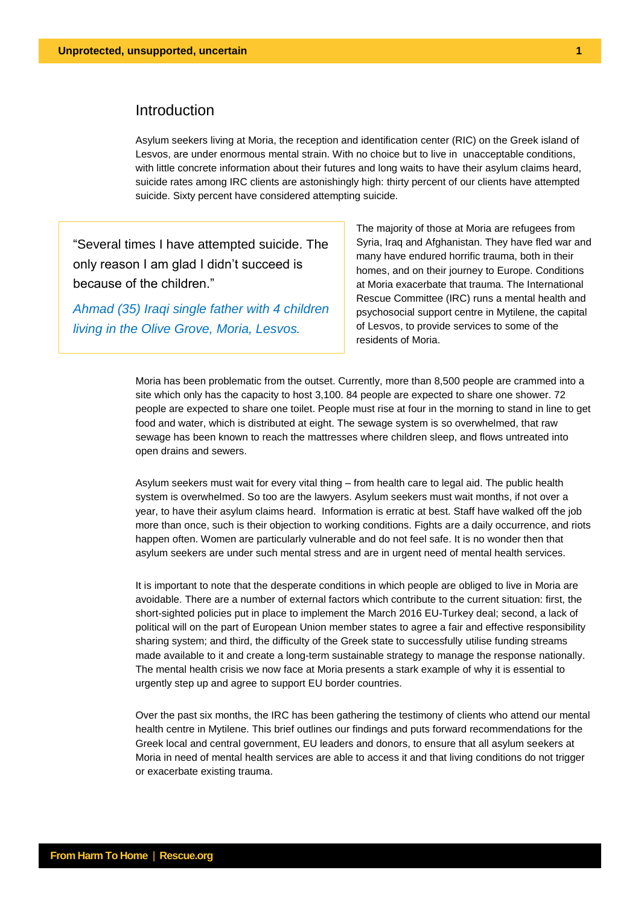## Introduction

Asylum seekers living at Moria, the reception and identification center (RIC) on the Greek island of Lesvos, are under enormous mental strain. With no choice but to live in unacceptable conditions, with little concrete information about their futures and long waits to have their asylum claims heard, suicide rates among IRC clients are astonishingly high: thirty percent of our clients have attempted suicide. Sixty percent have considered attempting suicide.

> "Several times I have attempted suicide. The only reason I am glad I didn't succeed is because of the children."
>
> *Ahmad (35) Iraqi single father with 4 children living in the Olive Grove, Moria, Lesvos.*

The majority of those at Moria are refugees from Syria, Iraq and Afghanistan. They have fled war and many have endured horrific trauma, both in their homes, and on their journey to Europe. Conditions at Moria exacerbate that trauma. The International Rescue Committee (IRC) runs a mental health and psychosocial support centre in Mytilene, the capital of Lesvos, to provide services to some of the residents of Moria.

Moria has been problematic from the outset. Currently, more than 8,500 people are crammed into a site which only has the capacity to host 3,100. 84 people are expected to share one shower. 72 people are expected to share one toilet. People must rise at four in the morning to stand in line to get food and water, which is distributed at eight. The sewage system is so overwhelmed, that raw sewage has been known to reach the mattresses where children sleep, and flows untreated into open drains and sewers.

Asylum seekers must wait for every vital thing – from health care to legal aid. The public health system is overwhelmed. So too are the lawyers. Asylum seekers must wait months, if not over a year, to have their asylum claims heard. Information is erratic at best. Staff have walked off the job more than once, such is their objection to working conditions. Fights are a daily occurrence, and riots happen often. Women are particularly vulnerable and do not feel safe. It is no wonder then that asylum seekers are under such mental stress and are in urgent need of mental health services.

It is important to note that the desperate conditions in which people are obliged to live in Moria are avoidable. There are a number of external factors which contribute to the current situation: first, the short-sighted policies put in place to implement the March 2016 EU-Turkey deal; second, a lack of political will on the part of European Union member states to agree a fair and effective responsibility sharing system; and third, the difficulty of the Greek state to successfully utilise funding streams made available to it and create a long-term sustainable strategy to manage the response nationally. The mental health crisis we now face at Moria presents a stark example of why it is essential to urgently step up and agree to support EU border countries.

Over the past six months, the IRC has been gathering the testimony of clients who attend our mental health centre in Mytilene. This brief outlines our findings and puts forward recommendations for the Greek local and central government, EU leaders and donors, to ensure that all asylum seekers at Moria in need of mental health services are able to access it and that living conditions do not trigger or exacerbate existing trauma.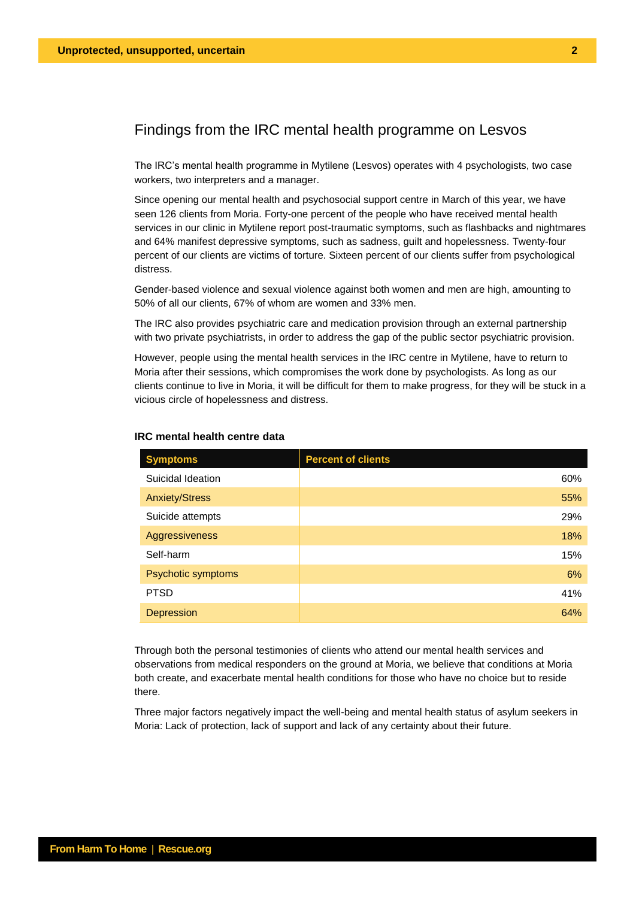## Findings from the IRC mental health programme on Lesvos

The IRC's mental health programme in Mytilene (Lesvos) operates with 4 psychologists, two case workers, two interpreters and a manager.

Since opening our mental health and psychosocial support centre in March of this year, we have seen 126 clients from Moria. Forty-one percent of the people who have received mental health services in our clinic in Mytilene report post-traumatic symptoms, such as flashbacks and nightmares and 64% manifest depressive symptoms, such as sadness, guilt and hopelessness. Twenty-four percent of our clients are victims of torture. Sixteen percent of our clients suffer from psychological distress.

Gender-based violence and sexual violence against both women and men are high, amounting to 50% of all our clients, 67% of whom are women and 33% men.

The IRC also provides psychiatric care and medication provision through an external partnership with two private psychiatrists, in order to address the gap of the public sector psychiatric provision.

However, people using the mental health services in the IRC centre in Mytilene, have to return to Moria after their sessions, which compromises the work done by psychologists. As long as our clients continue to live in Moria, it will be difficult for them to make progress, for they will be stuck in a vicious circle of hopelessness and distress.

**IRC mental health centre data**

| Symptoms | Percent of clients |
|---|---|
| Suicidal Ideation | 60% |
| Anxiety/Stress | 55% |
| Suicide attempts | 29% |
| Aggressiveness | 18% |
| Self-harm | 15% |
| Psychotic symptoms | 6% |
| PTSD | 41% |
| Depression | 64% |

Through both the personal testimonies of clients who attend our mental health services and observations from medical responders on the ground at Moria, we believe that conditions at Moria both create, and exacerbate mental health conditions for those who have no choice but to reside there.

Three major factors negatively impact the well-being and mental health status of asylum seekers in Moria: Lack of protection, lack of support and lack of any certainty about their future.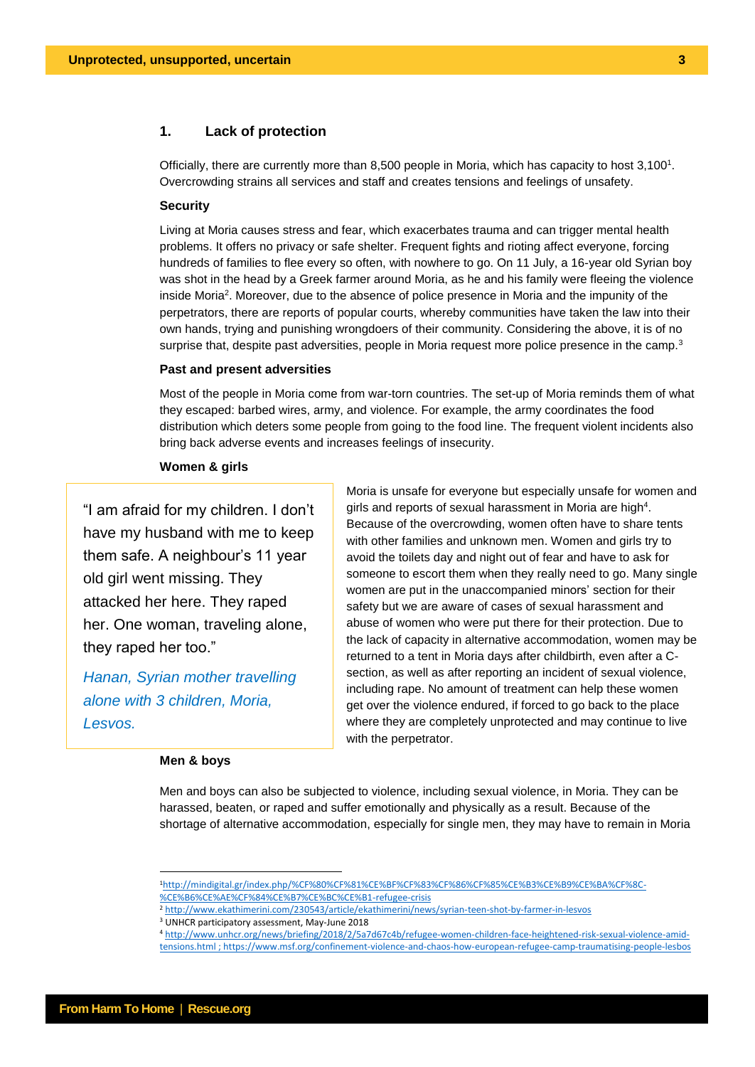## 1. Lack of protection

Officially, there are currently more than 8,500 people in Moria, which has capacity to host 3,100[1]. Overcrowding strains all services and staff and creates tensions and feelings of unsafety.

### Security

Living at Moria causes stress and fear, which exacerbates trauma and can trigger mental health problems. It offers no privacy or safe shelter. Frequent fights and rioting affect everyone, forcing hundreds of families to flee every so often, with nowhere to go. On 11 July, a 16-year old Syrian boy was shot in the head by a Greek farmer around Moria, as he and his family were fleeing the violence inside Moria[2]. Moreover, due to the absence of police presence in Moria and the impunity of the perpetrators, there are reports of popular courts, whereby communities have taken the law into their own hands, trying and punishing wrongdoers of their community. Considering the above, it is of no surprise that, despite past adversities, people in Moria request more police presence in the camp.[3]

### Past and present adversities

Most of the people in Moria come from war-torn countries. The set-up of Moria reminds them of what they escaped: barbed wires, army, and violence. For example, the army coordinates the food distribution which deters some people from going to the food line. The frequent violent incidents also bring back adverse events and increases feelings of insecurity.

### Women & girls

> "I am afraid for my children. I don't have my husband with me to keep them safe. A neighbour's 11 year old girl went missing. They attacked her here. They raped her. One woman, traveling alone, they raped her too."
>
> *Hanan, Syrian mother travelling alone with 3 children, Moria, Lesvos.*

Moria is unsafe for everyone but especially unsafe for women and girls and reports of sexual harassment in Moria are high[4]. Because of the overcrowding, women often have to share tents with other families and unknown men. Women and girls try to avoid the toilets day and night out of fear and have to ask for someone to escort them when they really need to go. Many single women are put in the unaccompanied minors' section for their safety but we are aware of cases of sexual harassment and abuse of women who were put there for their protection. Due to the lack of capacity in alternative accommodation, women may be returned to a tent in Moria days after childbirth, even after a C-section, as well as after reporting an incident of sexual violence, including rape. No amount of treatment can help these women get over the violence endured, if forced to go back to the place where they are completely unprotected and may continue to live with the perpetrator.

### Men & boys

Men and boys can also be subjected to violence, including sexual violence, in Moria. They can be harassed, beaten, or raped and suffer emotionally and physically as a result. Because of the shortage of alternative accommodation, especially for single men, they may have to remain in Moria

---

[1] http://mindigital.gr/index.php/%CF%80%CF%81%CE%BF%CF%83%CF%86%CF%85%CE%B3%CE%B9%CE%BA%CF%8C-%CE%B6%CE%AE%CF%84%CE%B7%CE%BC%CE%B1-refugee-crisis

[2] http://www.ekathimerini.com/230543/article/ekathimerini/news/syrian-teen-shot-by-farmer-in-lesvos

[3] UNHCR participatory assessment, May-June 2018

[4] http://www.unhcr.org/news/briefing/2018/2/5a7d67c4b/refugee-women-children-face-heightened-risk-sexual-violence-amid-tensions.html ; https://www.msf.org/confinement-violence-and-chaos-how-european-refugee-camp-traumatising-people-lesbos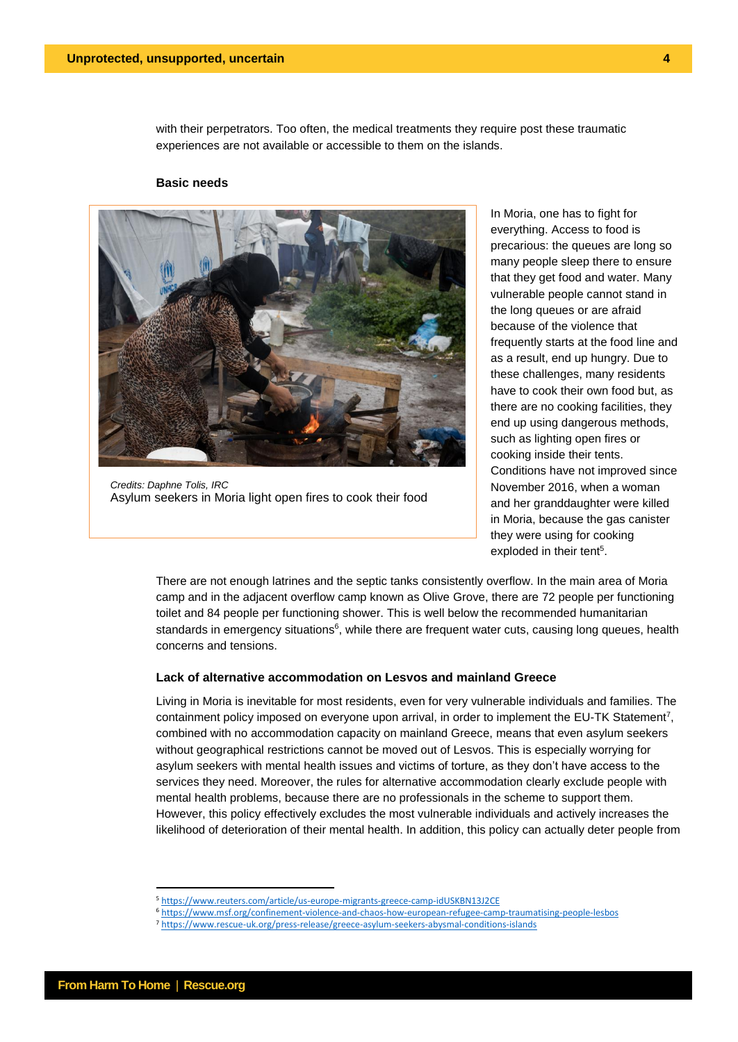with their perpetrators. Too often, the medical treatments they require post these traumatic experiences are not available or accessible to them on the islands.

**Basic needs**

*Credits: Daphne Tolis, IRC*
Asylum seekers in Moria light open fires to cook their food

In Moria, one has to fight for everything. Access to food is precarious: the queues are long so many people sleep there to ensure that they get food and water. Many vulnerable people cannot stand in the long queues or are afraid because of the violence that frequently starts at the food line and as a result, end up hungry. Due to these challenges, many residents have to cook their own food but, as there are no cooking facilities, they end up using dangerous methods, such as lighting open fires or cooking inside their tents. Conditions have not improved since November 2016, when a woman and her granddaughter were killed in Moria, because the gas canister they were using for cooking exploded in their tent[5].

There are not enough latrines and the septic tanks consistently overflow. In the main area of Moria camp and in the adjacent overflow camp known as Olive Grove, there are 72 people per functioning toilet and 84 people per functioning shower. This is well below the recommended humanitarian standards in emergency situations[6], while there are frequent water cuts, causing long queues, health concerns and tensions.

**Lack of alternative accommodation on Lesvos and mainland Greece**

Living in Moria is inevitable for most residents, even for very vulnerable individuals and families. The containment policy imposed on everyone upon arrival, in order to implement the EU-TK Statement[7], combined with no accommodation capacity on mainland Greece, means that even asylum seekers without geographical restrictions cannot be moved out of Lesvos. This is especially worrying for asylum seekers with mental health issues and victims of torture, as they don't have access to the services they need. Moreover, the rules for alternative accommodation clearly exclude people with mental health problems, because there are no professionals in the scheme to support them. However, this policy effectively excludes the most vulnerable individuals and actively increases the likelihood of deterioration of their mental health. In addition, this policy can actually deter people from

---

[5] https://www.reuters.com/article/us-europe-migrants-greece-camp-idUSKBN13J2CE
[6] https://www.msf.org/confinement-violence-and-chaos-how-european-refugee-camp-traumatising-people-lesbos
[7] https://www.rescue-uk.org/press-release/greece-asylum-seekers-abysmal-conditions-islands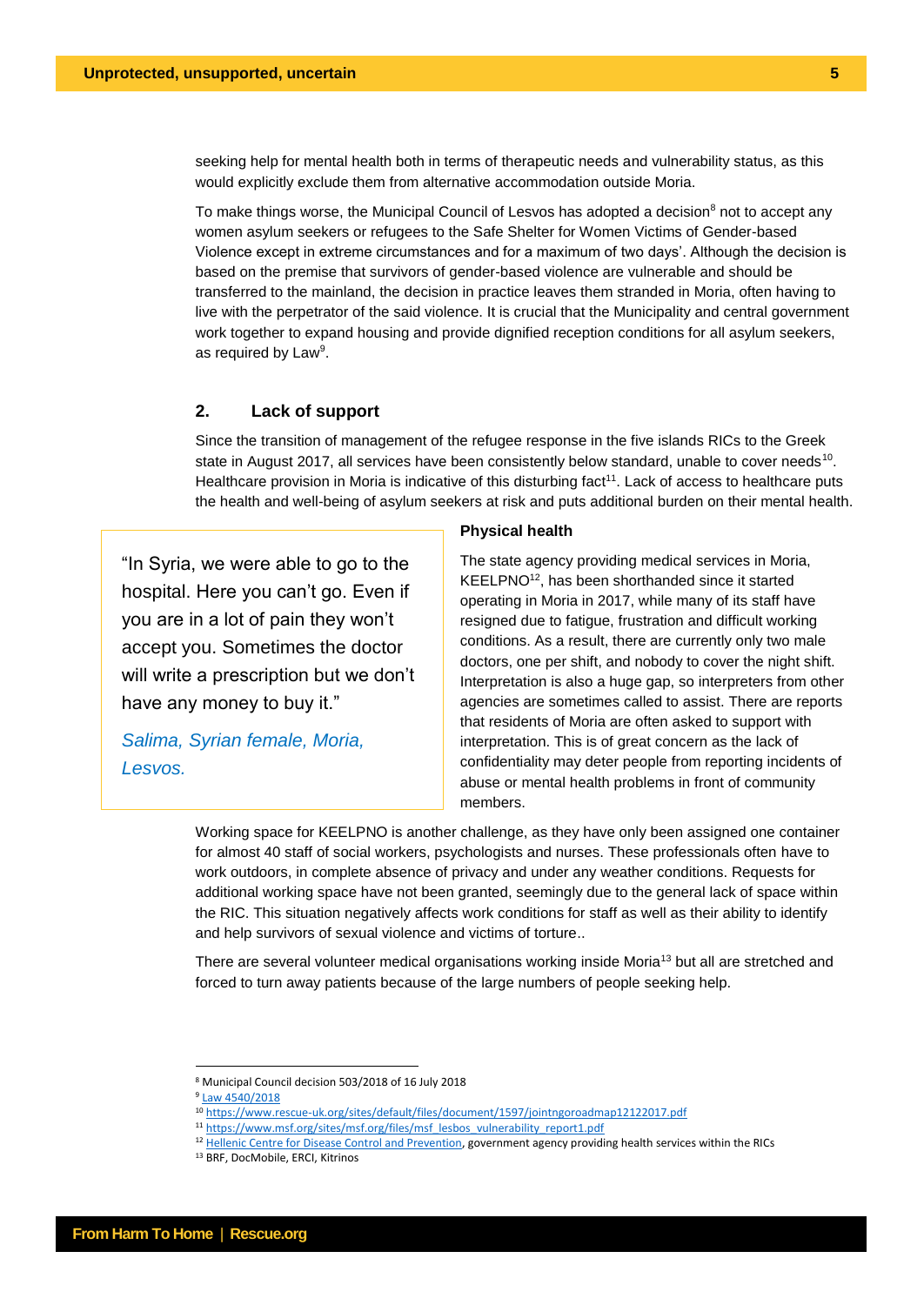seeking help for mental health both in terms of therapeutic needs and vulnerability status, as this would explicitly exclude them from alternative accommodation outside Moria.

To make things worse, the Municipal Council of Lesvos has adopted a decision[8] not to accept any women asylum seekers or refugees to the Safe Shelter for Women Victims of Gender-based Violence except in extreme circumstances and for a maximum of two days'. Although the decision is based on the premise that survivors of gender-based violence are vulnerable and should be transferred to the mainland, the decision in practice leaves them stranded in Moria, often having to live with the perpetrator of the said violence. It is crucial that the Municipality and central government work together to expand housing and provide dignified reception conditions for all asylum seekers, as required by Law[9].

## 2. Lack of support

Since the transition of management of the refugee response in the five islands RICs to the Greek state in August 2017, all services have been consistently below standard, unable to cover needs[10]. Healthcare provision in Moria is indicative of this disturbing fact[11]. Lack of access to healthcare puts the health and well-being of asylum seekers at risk and puts additional burden on their mental health.

> "In Syria, we were able to go to the hospital. Here you can't go. Even if you are in a lot of pain they won't accept you. Sometimes the doctor will write a prescription but we don't have any money to buy it."
>
> *Salima, Syrian female, Moria, Lesvos.*

### Physical health

The state agency providing medical services in Moria, KEELPNO[12], has been shorthanded since it started operating in Moria in 2017, while many of its staff have resigned due to fatigue, frustration and difficult working conditions. As a result, there are currently only two male doctors, one per shift, and nobody to cover the night shift. Interpretation is also a huge gap, so interpreters from other agencies are sometimes called to assist. There are reports that residents of Moria are often asked to support with interpretation. This is of great concern as the lack of confidentiality may deter people from reporting incidents of abuse or mental health problems in front of community members.

Working space for KEELPNO is another challenge, as they have only been assigned one container for almost 40 staff of social workers, psychologists and nurses. These professionals often have to work outdoors, in complete absence of privacy and under any weather conditions. Requests for additional working space have not been granted, seemingly due to the general lack of space within the RIC. This situation negatively affects work conditions for staff as well as their ability to identify and help survivors of sexual violence and victims of torture..

There are several volunteer medical organisations working inside Moria[13] but all are stretched and forced to turn away patients because of the large numbers of people seeking help.

---

[8] Municipal Council decision 503/2018 of 16 July 2018

[9] Law 4540/2018

[10] https://www.rescue-uk.org/sites/default/files/document/1597/jointngoroadmap12122017.pdf

[11] https://www.msf.org/sites/msf.org/files/msf_lesbos_vulnerability_report1.pdf

[12] Hellenic Centre for Disease Control and Prevention, government agency providing health services within the RICs

[13] BRF, DocMobile, ERCI, Kitrinos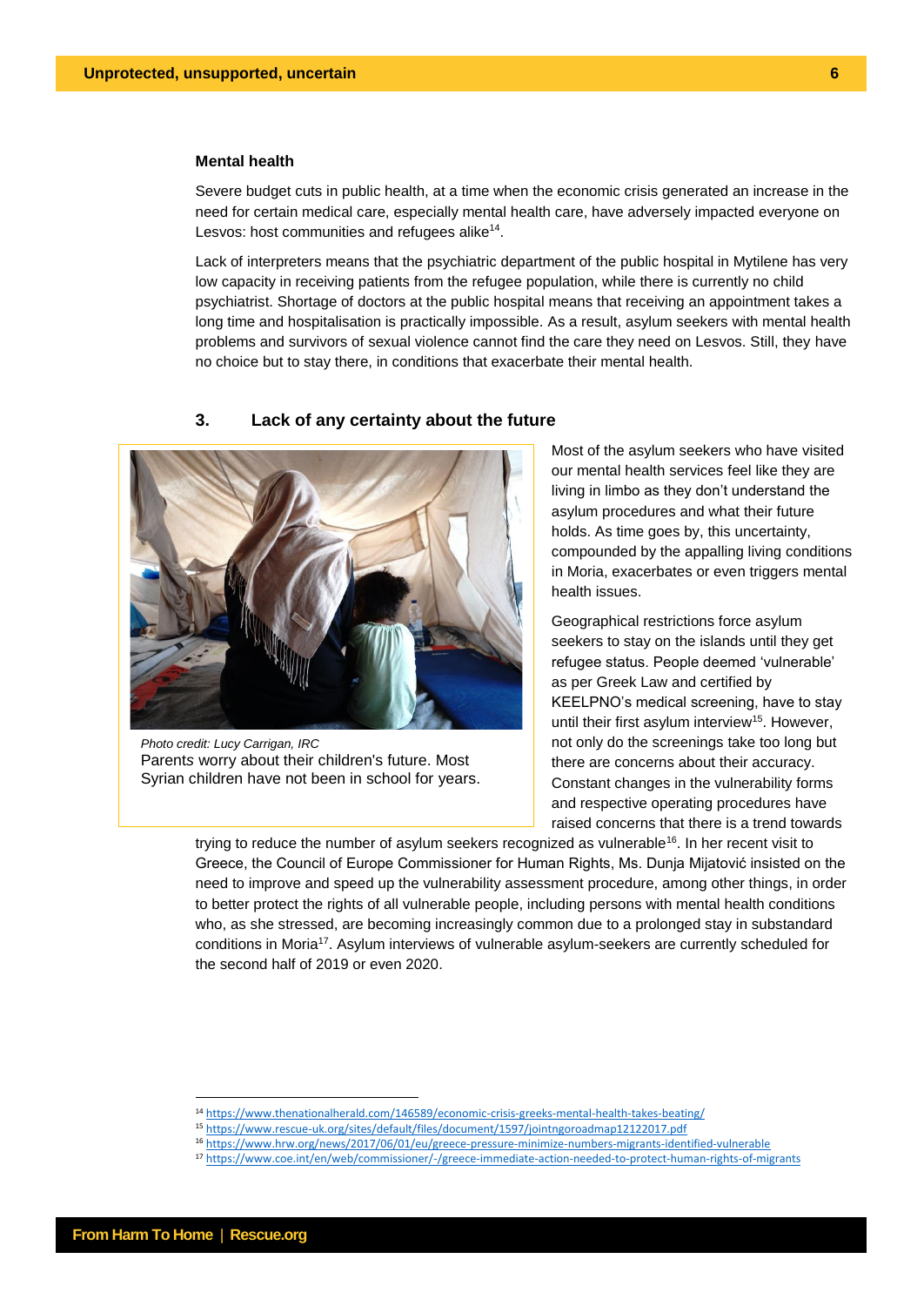### Mental health

Severe budget cuts in public health, at a time when the economic crisis generated an increase in the need for certain medical care, especially mental health care, have adversely impacted everyone on Lesvos: host communities and refugees alike[14].

Lack of interpreters means that the psychiatric department of the public hospital in Mytilene has very low capacity in receiving patients from the refugee population, while there is currently no child psychiatrist. Shortage of doctors at the public hospital means that receiving an appointment takes a long time and hospitalisation is practically impossible. As a result, asylum seekers with mental health problems and survivors of sexual violence cannot find the care they need on Lesvos. Still, they have no choice but to stay there, in conditions that exacerbate their mental health.

## 3. Lack of any certainty about the future

*Photo credit: Lucy Carrigan, IRC*
Parents worry about their children's future. Most Syrian children have not been in school for years.

Most of the asylum seekers who have visited our mental health services feel like they are living in limbo as they don't understand the asylum procedures and what their future holds. As time goes by, this uncertainty, compounded by the appalling living conditions in Moria, exacerbates or even triggers mental health issues.

Geographical restrictions force asylum seekers to stay on the islands until they get refugee status. People deemed 'vulnerable' as per Greek Law and certified by KEELPNO's medical screening, have to stay until their first asylum interview[15]. However, not only do the screenings take too long but there are concerns about their accuracy. Constant changes in the vulnerability forms and respective operating procedures have raised concerns that there is a trend towards trying to reduce the number of asylum seekers recognized as vulnerable[16]. In her recent visit to Greece, the Council of Europe Commissioner for Human Rights, Ms. Dunja Mijatović insisted on the need to improve and speed up the vulnerability assessment procedure, among other things, in order to better protect the rights of all vulnerable people, including persons with mental health conditions who, as she stressed, are becoming increasingly common due to a prolonged stay in substandard conditions in Moria[17]. Asylum interviews of vulnerable asylum-seekers are currently scheduled for the second half of 2019 or even 2020.

---

[14] https://www.thenationalherald.com/146589/economic-crisis-greeks-mental-health-takes-beating/
[15] https://www.rescue-uk.org/sites/default/files/document/1597/jointngoroadmap12122017.pdf
[16] https://www.hrw.org/news/2017/06/01/eu/greece-pressure-minimize-numbers-migrants-identified-vulnerable
[17] https://www.coe.int/en/web/commissioner/-/greece-immediate-action-needed-to-protect-human-rights-of-migrants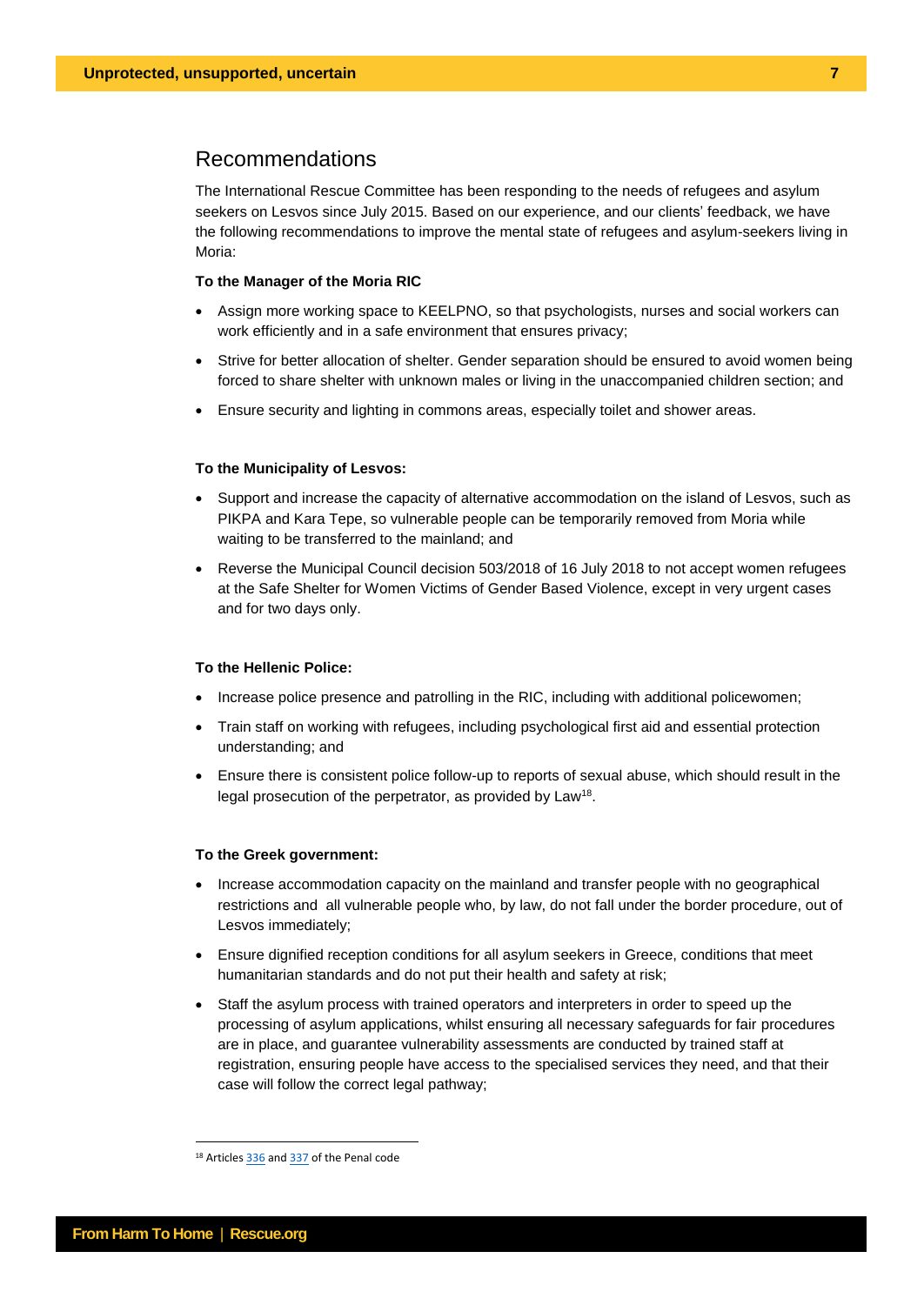## Recommendations

The International Rescue Committee has been responding to the needs of refugees and asylum seekers on Lesvos since July 2015. Based on our experience, and our clients' feedback, we have the following recommendations to improve the mental state of refugees and asylum-seekers living in Moria:

**To the Manager of the Moria RIC**

- Assign more working space to KEELPNO, so that psychologists, nurses and social workers can work efficiently and in a safe environment that ensures privacy;
- Strive for better allocation of shelter. Gender separation should be ensured to avoid women being forced to share shelter with unknown males or living in the unaccompanied children section; and
- Ensure security and lighting in commons areas, especially toilet and shower areas.

**To the Municipality of Lesvos:**

- Support and increase the capacity of alternative accommodation on the island of Lesvos, such as PIKPA and Kara Tepe, so vulnerable people can be temporarily removed from Moria while waiting to be transferred to the mainland; and
- Reverse the Municipal Council decision 503/2018 of 16 July 2018 to not accept women refugees at the Safe Shelter for Women Victims of Gender Based Violence, except in very urgent cases and for two days only.

**To the Hellenic Police:**

- Increase police presence and patrolling in the RIC, including with additional policewomen;
- Train staff on working with refugees, including psychological first aid and essential protection understanding; and
- Ensure there is consistent police follow-up to reports of sexual abuse, which should result in the legal prosecution of the perpetrator, as provided by Law[18].

**To the Greek government:**

- Increase accommodation capacity on the mainland and transfer people with no geographical restrictions and all vulnerable people who, by law, do not fall under the border procedure, out of Lesvos immediately;
- Ensure dignified reception conditions for all asylum seekers in Greece, conditions that meet humanitarian standards and do not put their health and safety at risk;
- Staff the asylum process with trained operators and interpreters in order to speed up the processing of asylum applications, whilst ensuring all necessary safeguards for fair procedures are in place, and guarantee vulnerability assessments are conducted by trained staff at registration, ensuring people have access to the specialised services they need, and that their case will follow the correct legal pathway;

---

[18] Articles 336 and 337 of the Penal code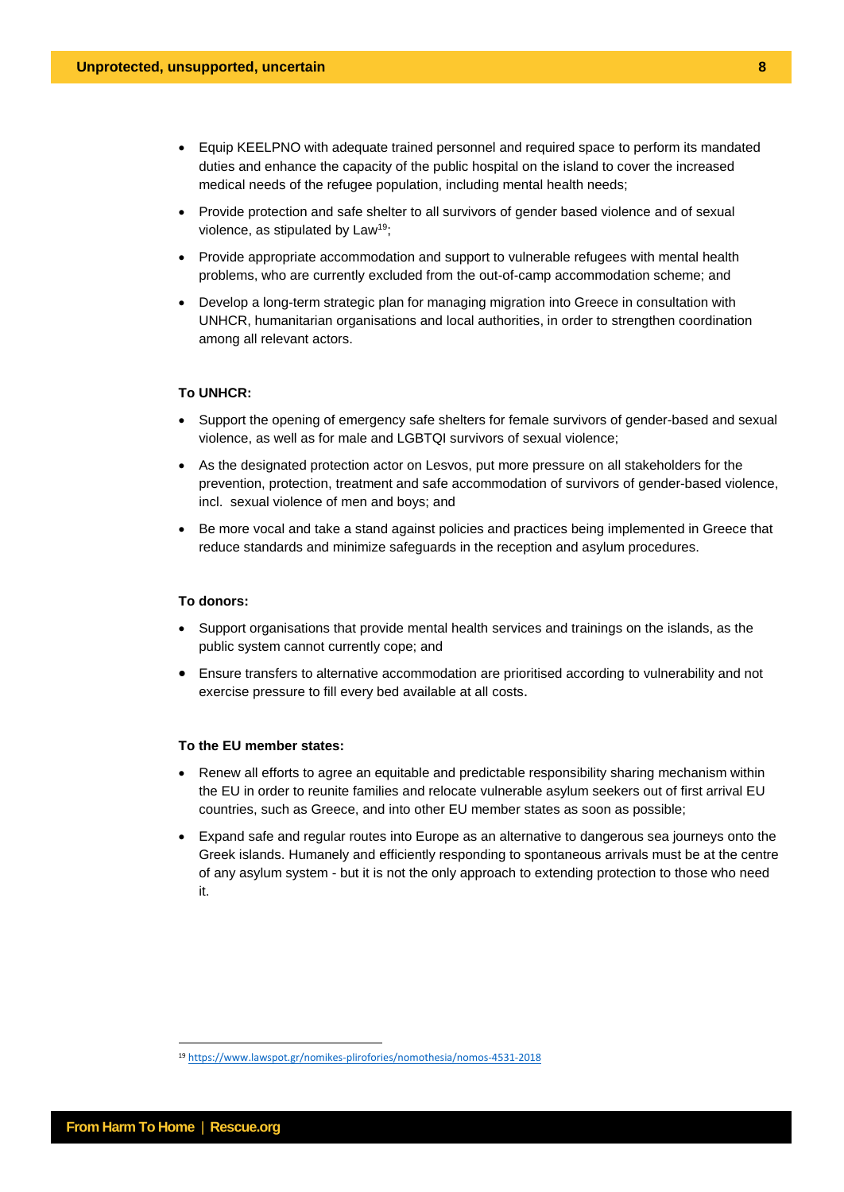- Equip KEELPNO with adequate trained personnel and required space to perform its mandated duties and enhance the capacity of the public hospital on the island to cover the increased medical needs of the refugee population, including mental health needs;
- Provide protection and safe shelter to all survivors of gender based violence and of sexual violence, as stipulated by Law[19];
- Provide appropriate accommodation and support to vulnerable refugees with mental health problems, who are currently excluded from the out-of-camp accommodation scheme; and
- Develop a long-term strategic plan for managing migration into Greece in consultation with UNHCR, humanitarian organisations and local authorities, in order to strengthen coordination among all relevant actors.

**To UNHCR:**

- Support the opening of emergency safe shelters for female survivors of gender-based and sexual violence, as well as for male and LGBTQI survivors of sexual violence;
- As the designated protection actor on Lesvos, put more pressure on all stakeholders for the prevention, protection, treatment and safe accommodation of survivors of gender-based violence, incl. sexual violence of men and boys; and
- Be more vocal and take a stand against policies and practices being implemented in Greece that reduce standards and minimize safeguards in the reception and asylum procedures.

**To donors:**

- Support organisations that provide mental health services and trainings on the islands, as the public system cannot currently cope; and
- Ensure transfers to alternative accommodation are prioritised according to vulnerability and not exercise pressure to fill every bed available at all costs.

**To the EU member states:**

- Renew all efforts to agree an equitable and predictable responsibility sharing mechanism within the EU in order to reunite families and relocate vulnerable asylum seekers out of first arrival EU countries, such as Greece, and into other EU member states as soon as possible;
- Expand safe and regular routes into Europe as an alternative to dangerous sea journeys onto the Greek islands. Humanely and efficiently responding to spontaneous arrivals must be at the centre of any asylum system - but it is not the only approach to extending protection to those who need it.

[19] https://www.lawspot.gr/nomikes-plirofories/nomothesia/nomos-4531-2018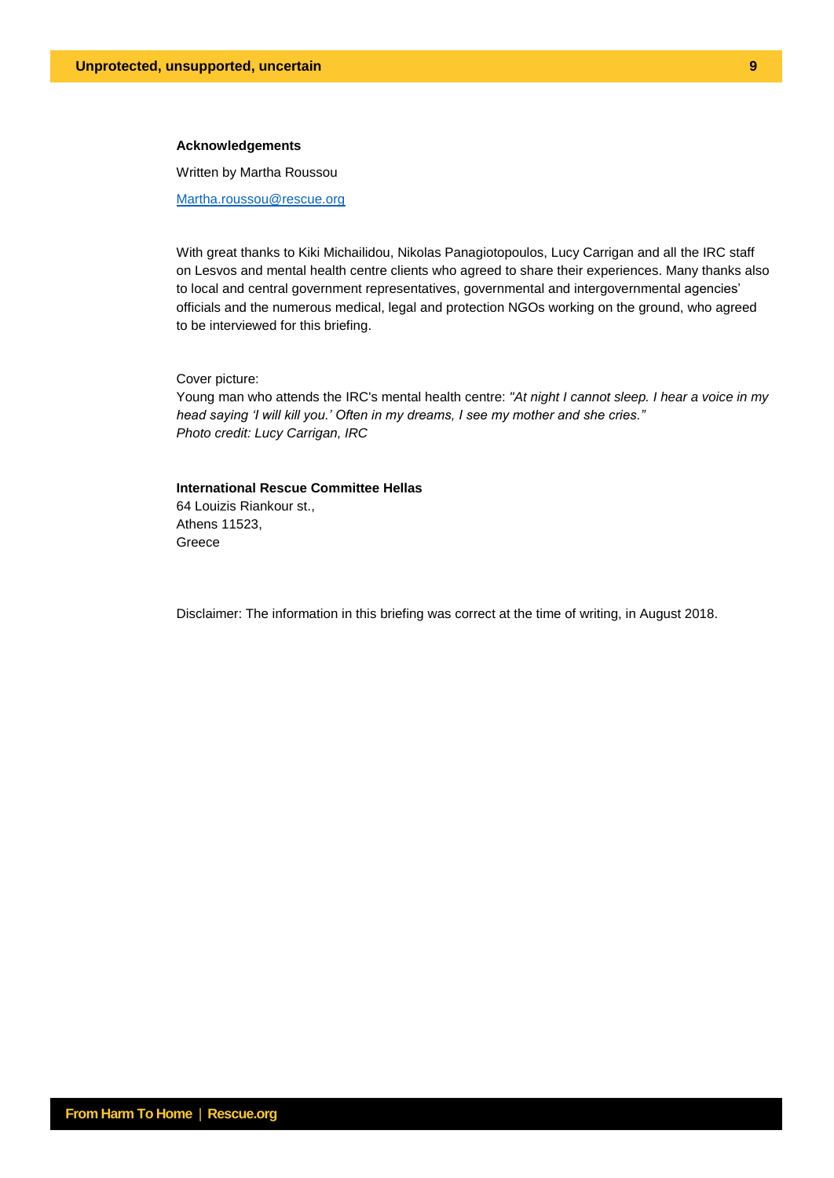**Acknowledgements**

Written by Martha Roussou

Martha.roussou@rescue.org

With great thanks to Kiki Michailidou, Nikolas Panagiotopoulos, Lucy Carrigan and all the IRC staff on Lesvos and mental health centre clients who agreed to share their experiences. Many thanks also to local and central government representatives, governmental and intergovernmental agencies' officials and the numerous medical, legal and protection NGOs working on the ground, who agreed to be interviewed for this briefing.

Cover picture:
Young man who attends the IRC's mental health centre: *"At night I cannot sleep. I hear a voice in my head saying 'I will kill you.' Often in my dreams, I see my mother and she cries."*
*Photo credit: Lucy Carrigan, IRC*

**International Rescue Committee Hellas**
64 Louizis Riankour st.,
Athens 11523,
Greece

Disclaimer: The information in this briefing was correct at the time of writing, in August 2018.